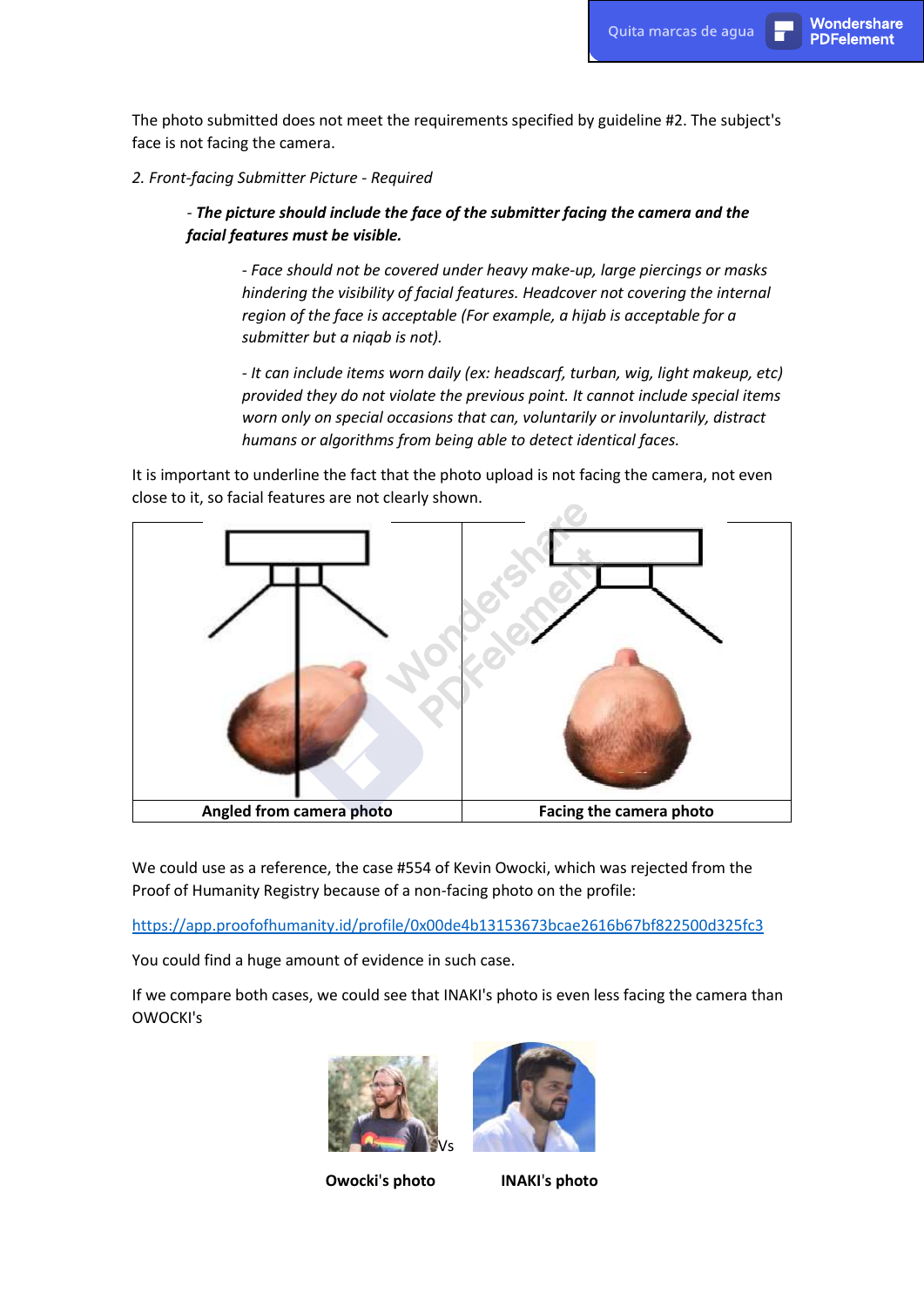The photo submitted does not meet the requirements specified by guideline #2. The subject's face is not facing the camera.

*2. Front-facing Submitter Picture - Required*

> - ***The picture should include the face of the submitter facing the camera and the facial features must be visible.***
>
> > *- Face should not be covered under heavy make-up, large piercings or masks hindering the visibility of facial features. Headcover not covering the internal region of the face is acceptable (For example, a hijab is acceptable for a submitter but a niqab is not).*
> >
> > *- It can include items worn daily (ex: headscarf, turban, wig, light makeup, etc) provided they do not violate the previous point. It cannot include special items worn only on special occasions that can, voluntarily or involuntarily, distract humans or algorithms from being able to detect identical faces.*

It is important to underline the fact that the photo upload is not facing the camera, not even close to it, so facial features are not clearly shown.

| **Angled from camera photo** | **Facing the camera photo** |
|---|---|

We could use as a reference, the case #554 of Kevin Owocki, which was rejected from the Proof of Humanity Registry because of a non-facing photo on the profile:

https://app.proofofhumanity.id/profile/0x00de4b13153673bcae2616b67bf822500d325fc3

You could find a huge amount of evidence in such case.

If we compare both cases, we could see that INAKI's photo is even less facing the camera than OWOCKI's

Vs

**Owocki's photo** **INAKI's photo**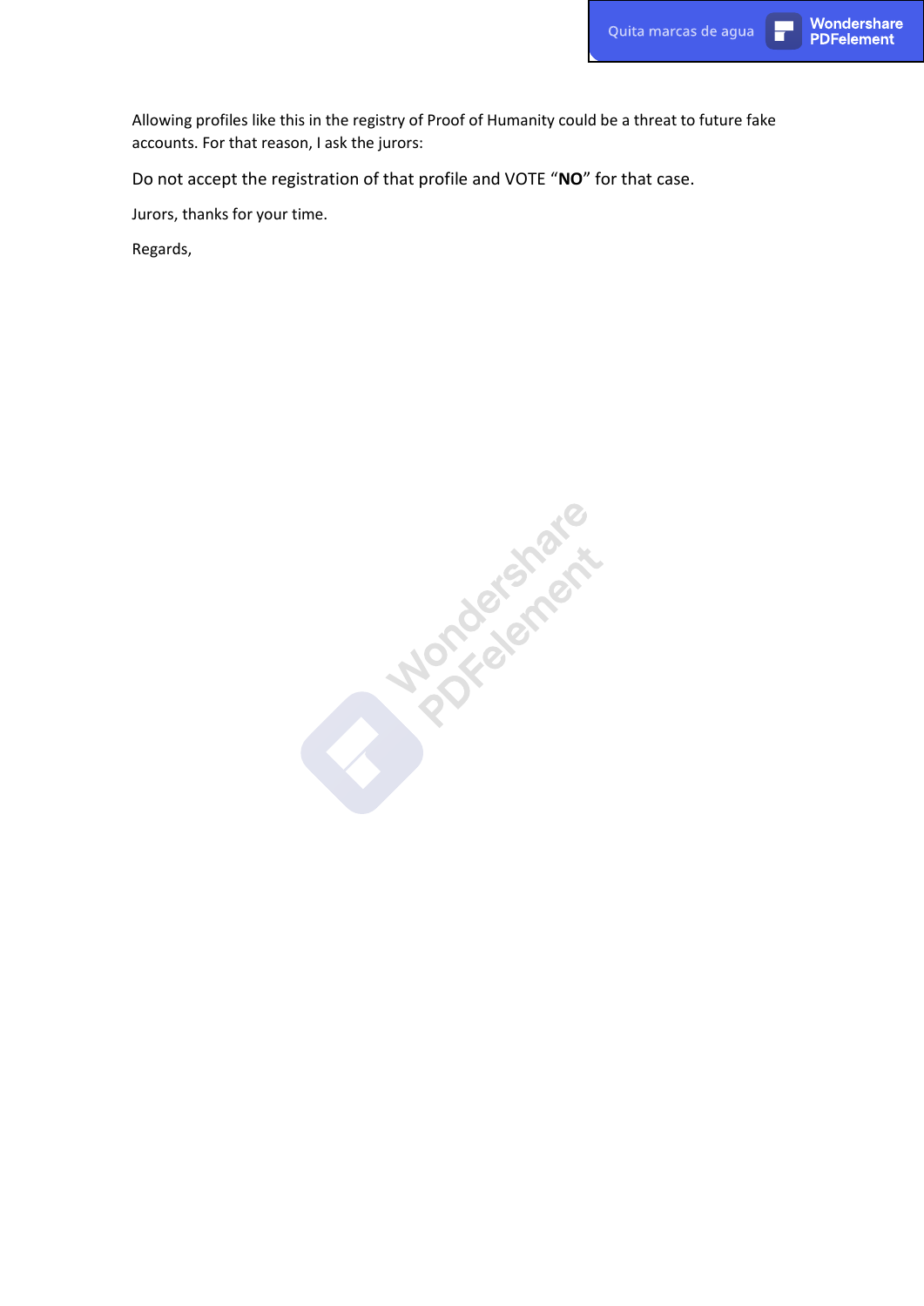Allowing profiles like this in the registry of Proof of Humanity could be a threat to future fake accounts. For that reason, I ask the jurors:

Do not accept the registration of that profile and VOTE “**NO**” for that case.

Jurors, thanks for your time.

Regards,